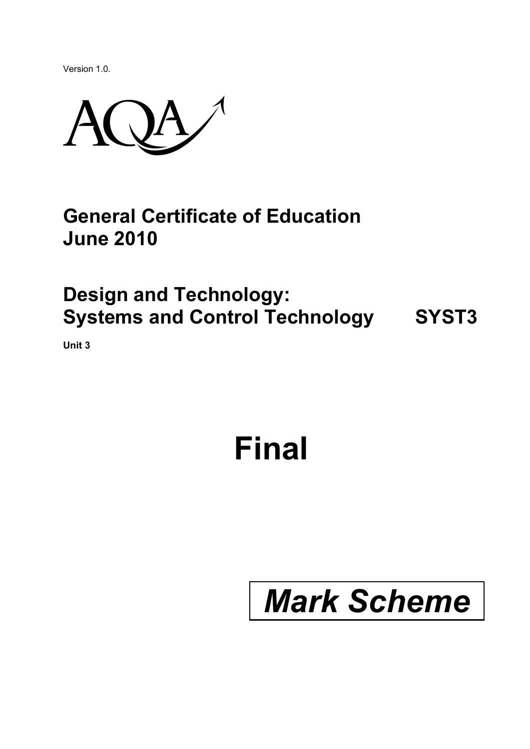Version 1.0.

AQA

# General Certificate of Education
# June 2010

## Design and Technology: Systems and Control Technology SYST3

**Unit 3**

# Final

# *Mark Scheme*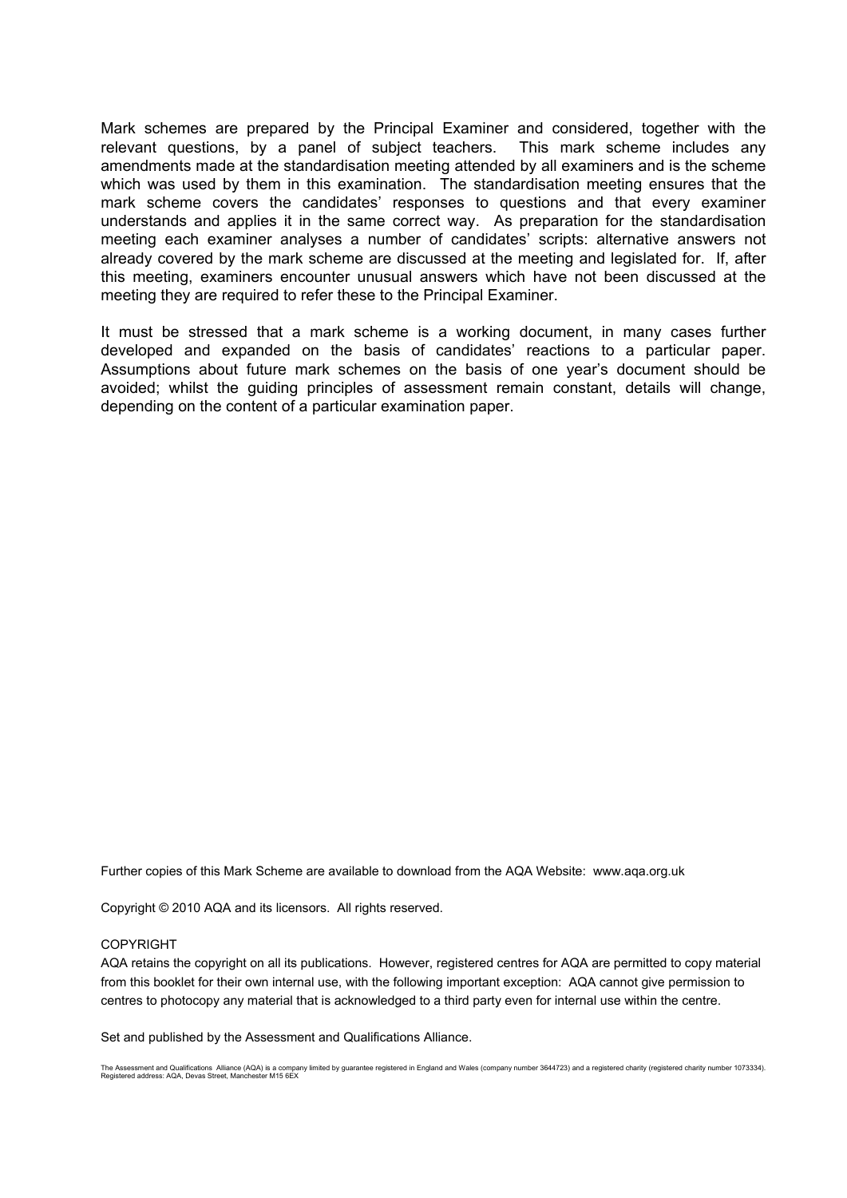Mark schemes are prepared by the Principal Examiner and considered, together with the relevant questions, by a panel of subject teachers. This mark scheme includes any amendments made at the standardisation meeting attended by all examiners and is the scheme which was used by them in this examination. The standardisation meeting ensures that the mark scheme covers the candidates' responses to questions and that every examiner understands and applies it in the same correct way. As preparation for the standardisation meeting each examiner analyses a number of candidates' scripts: alternative answers not already covered by the mark scheme are discussed at the meeting and legislated for. If, after this meeting, examiners encounter unusual answers which have not been discussed at the meeting they are required to refer these to the Principal Examiner.

It must be stressed that a mark scheme is a working document, in many cases further developed and expanded on the basis of candidates' reactions to a particular paper. Assumptions about future mark schemes on the basis of one year's document should be avoided; whilst the guiding principles of assessment remain constant, details will change, depending on the content of a particular examination paper.

Further copies of this Mark Scheme are available to download from the AQA Website: www.aqa.org.uk

Copyright © 2010 AQA and its licensors. All rights reserved.

COPYRIGHT

AQA retains the copyright on all its publications. However, registered centres for AQA are permitted to copy material from this booklet for their own internal use, with the following important exception: AQA cannot give permission to centres to photocopy any material that is acknowledged to a third party even for internal use within the centre.

Set and published by the Assessment and Qualifications Alliance.

The Assessment and Qualifications Alliance (AQA) is a company limited by guarantee registered in England and Wales (company number 3644723) and a registered charity (registered charity number 1073334). Registered address: AQA, Devas Street, Manchester M15 6EX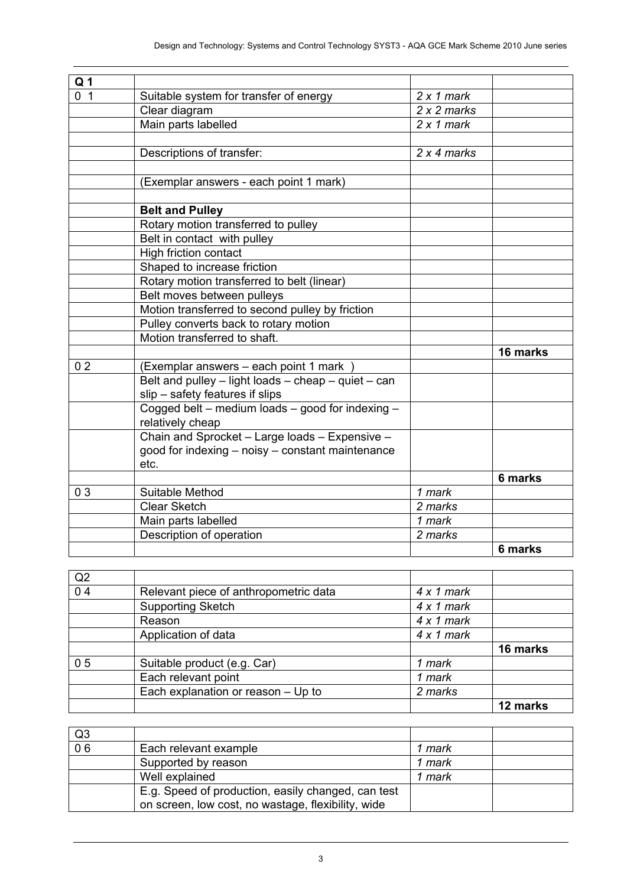| Q 1 | | | |
|---|---|---|---|
| 0 1 | Suitable system for transfer of energy | *2 x 1 mark* | |
| | Clear diagram | *2 x 2 marks* | |
| | Main parts labelled | *2 x 1 mark* | |
| | | | |
| | Descriptions of transfer: | *2 x 4 marks* | |
| | | | |
| | (Exemplar answers - each point 1 mark) | | |
| | | | |
| | **Belt and Pulley** | | |
| | Rotary motion transferred to pulley | | |
| | Belt in contact with pulley | | |
| | High friction contact | | |
| | Shaped to increase friction | | |
| | Rotary motion transferred to belt (linear) | | |
| | Belt moves between pulleys | | |
| | Motion transferred to second pulley by friction | | |
| | Pulley converts back to rotary motion | | |
| | Motion transferred to shaft. | | |
| | | | **16 marks** |
| 0 2 | (Exemplar answers – each point 1 mark ) | | |
| | Belt and pulley – light loads – cheap – quiet – can slip – safety features if slips | | |
| | Cogged belt – medium loads – good for indexing – relatively cheap | | |
| | Chain and Sprocket – Large loads – Expensive – good for indexing – noisy – constant maintenance etc. | | |
| | | | **6 marks** |
| 0 3 | Suitable Method | *1 mark* | |
| | Clear Sketch | *2 marks* | |
| | Main parts labelled | *1 mark* | |
| | Description of operation | *2 marks* | |
| | | | **6 marks** |

| Q2 | | | |
|---|---|---|---|
| 0 4 | Relevant piece of anthropometric data | *4 x 1 mark* | |
| | Supporting Sketch | *4 x 1 mark* | |
| | Reason | *4 x 1 mark* | |
| | Application of data | *4 x 1 mark* | |
| | | | **16 marks** |
| 0 5 | Suitable product (e.g. Car) | *1 mark* | |
| | Each relevant point | *1 mark* | |
| | Each explanation or reason – Up to | *2 marks* | |
| | | | **12 marks** |

| Q3 | | | |
|---|---|---|---|
| 0 6 | Each relevant example | *1 mark* | |
| | Supported by reason | *1 mark* | |
| | Well explained | *1 mark* | |
| | E.g. Speed of production, easily changed, can test on screen, low cost, no wastage, flexibility, wide | | |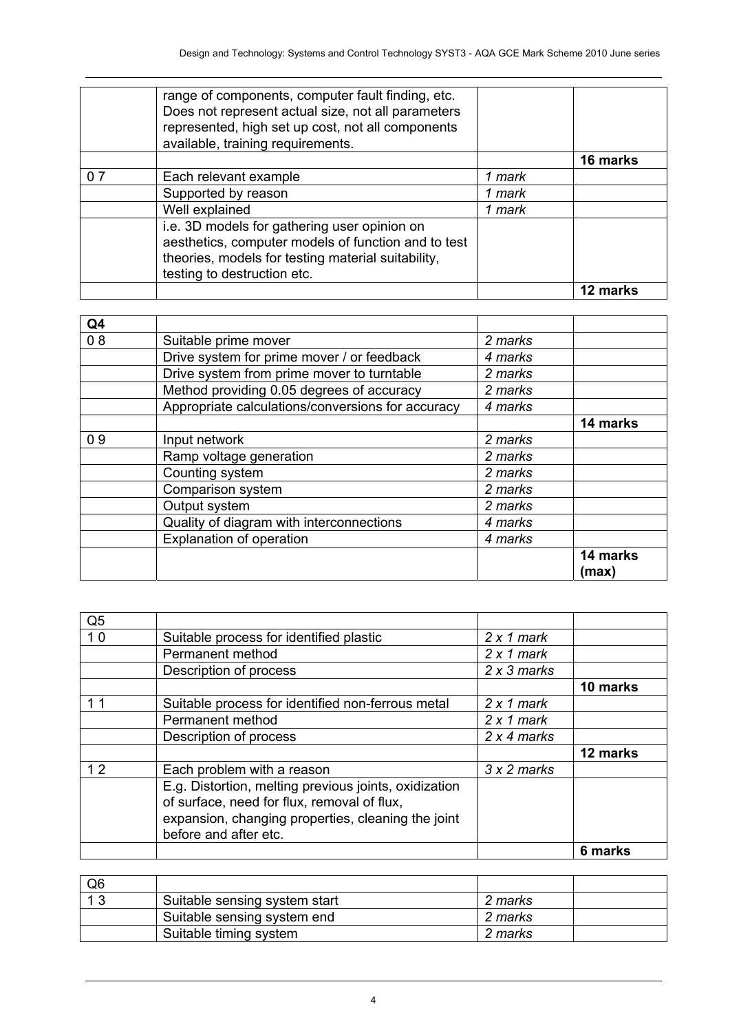| | | | |
|---|---|---|---|
| | range of components, computer fault finding, etc. Does not represent actual size, not all parameters represented, high set up cost, not all components available, training requirements. | | |
| | | | **16 marks** |
| 0 7 | Each relevant example | *1 mark* | |
| | Supported by reason | *1 mark* | |
| | Well explained | *1 mark* | |
| | i.e. 3D models for gathering user opinion on aesthetics, computer models of function and to test theories, models for testing material suitability, testing to destruction etc. | | |
| | | | **12 marks** |

| **Q4** | | | |
|---|---|---|---|
| 0 8 | Suitable prime mover | *2 marks* | |
| | Drive system for prime mover / or feedback | *4 marks* | |
| | Drive system from prime mover to turntable | *2 marks* | |
| | Method providing 0.05 degrees of accuracy | *2 marks* | |
| | Appropriate calculations/conversions for accuracy | *4 marks* | |
| | | | **14 marks** |
| 0 9 | Input network | *2 marks* | |
| | Ramp voltage generation | *2 marks* | |
| | Counting system | *2 marks* | |
| | Comparison system | *2 marks* | |
| | Output system | *2 marks* | |
| | Quality of diagram with interconnections | *4 marks* | |
| | Explanation of operation | *4 marks* | |
| | | | **14 marks (max)** |

| Q5 | | | |
|---|---|---|---|
| 1 0 | Suitable process for identified plastic | *2 x 1 mark* | |
| | Permanent method | *2 x 1 mark* | |
| | Description of process | *2 x 3 marks* | |
| | | | **10 marks** |
| 1 1 | Suitable process for identified non-ferrous metal | *2 x 1 mark* | |
| | Permanent method | *2 x 1 mark* | |
| | Description of process | *2 x 4 marks* | |
| | | | **12 marks** |
| 1 2 | Each problem with a reason | *3 x 2 marks* | |
| | E.g. Distortion, melting previous joints, oxidization of surface, need for flux, removal of flux, expansion, changing properties, cleaning the joint before and after etc. | | |
| | | | **6 marks** |

| Q6 | | | |
|---|---|---|---|
| 1 3 | Suitable sensing system start | *2 marks* | |
| | Suitable sensing system end | *2 marks* | |
| | Suitable timing system | *2 marks* | |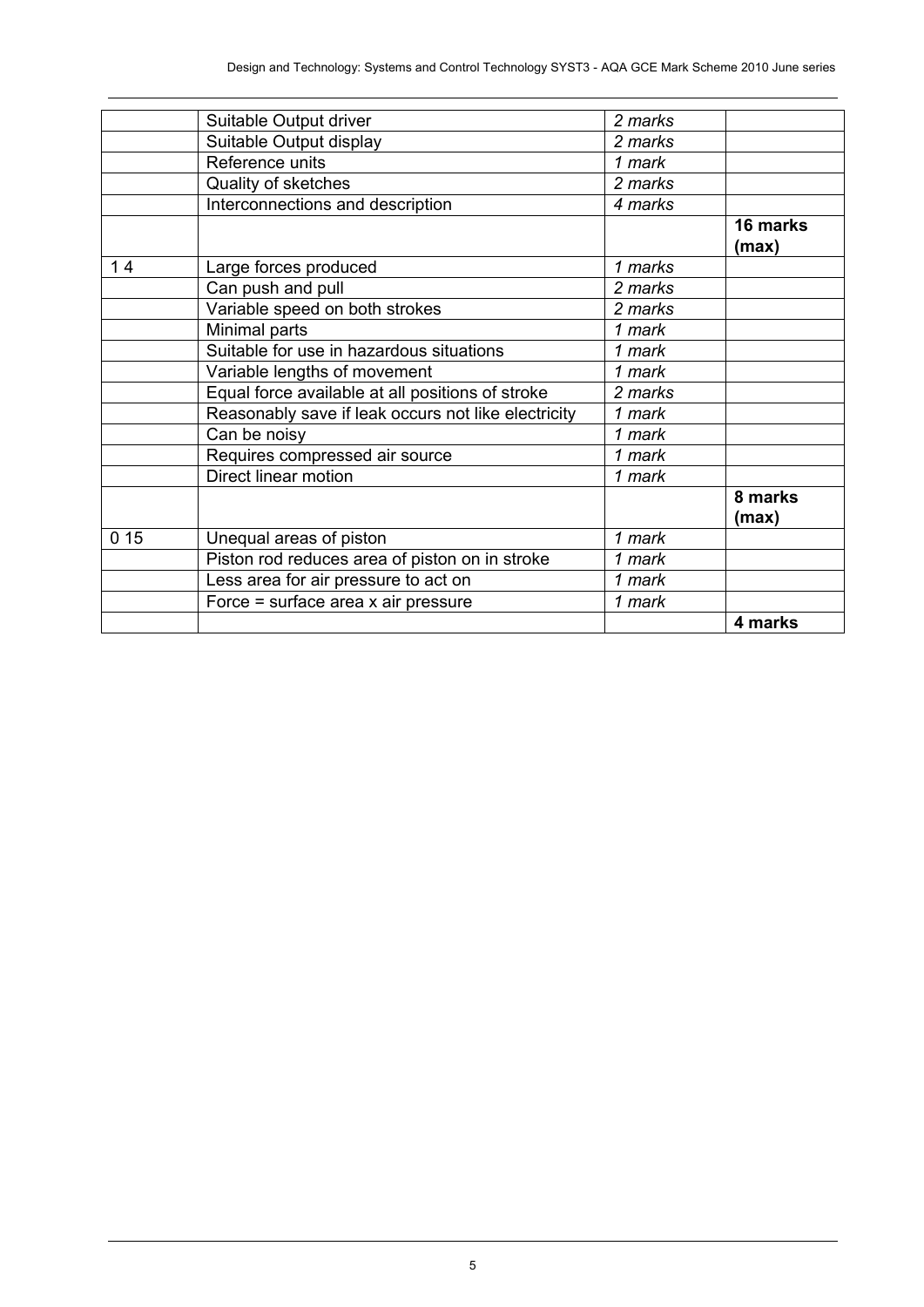| | | | |
|---|---|---|---|
| | Suitable Output driver | *2 marks* | |
| | Suitable Output display | *2 marks* | |
| | Reference units | *1 mark* | |
| | Quality of sketches | *2 marks* | |
| | Interconnections and description | *4 marks* | |
| | | | **16 marks (max)** |
| 1 4 | Large forces produced | *1 marks* | |
| | Can push and pull | *2 marks* | |
| | Variable speed on both strokes | *2 marks* | |
| | Minimal parts | *1 mark* | |
| | Suitable for use in hazardous situations | *1 mark* | |
| | Variable lengths of movement | *1 mark* | |
| | Equal force available at all positions of stroke | *2 marks* | |
| | Reasonably save if leak occurs not like electricity | *1 mark* | |
| | Can be noisy | *1 mark* | |
| | Requires compressed air source | *1 mark* | |
| | Direct linear motion | *1 mark* | |
| | | | **8 marks (max)** |
| 0 15 | Unequal areas of piston | *1 mark* | |
| | Piston rod reduces area of piston on in stroke | *1 mark* | |
| | Less area for air pressure to act on | *1 mark* | |
| | Force = surface area x air pressure | *1 mark* | |
| | | | **4 marks** |